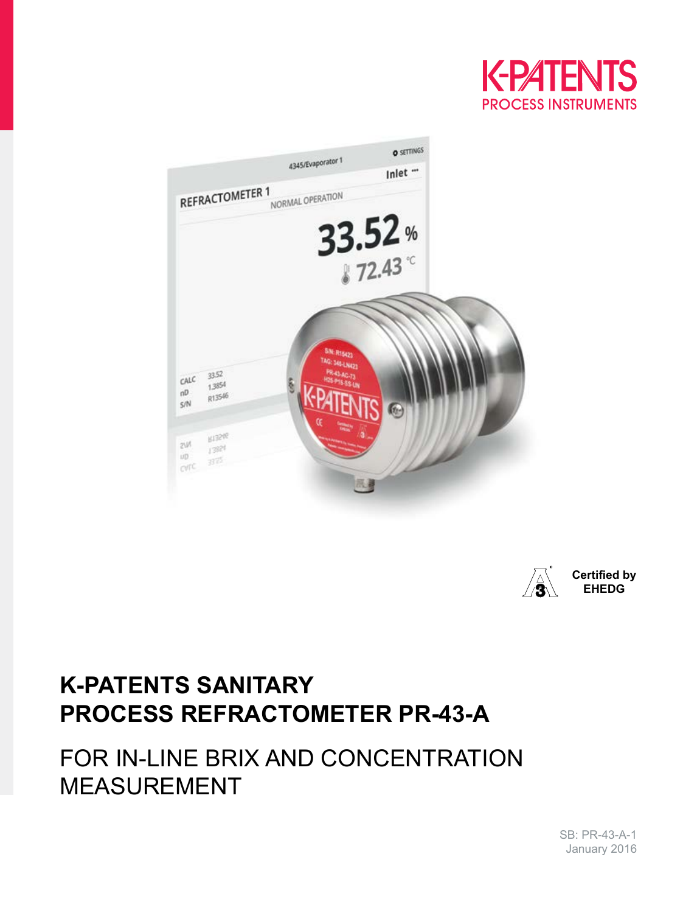K-PATENTS

PROCESS INSTRUMENTS

Certified by EHEDG

# K-PATENTS SANITARY PROCESS REFRACTOMETER PR-43-A

## FOR IN-LINE BRIX AND CONCENTRATION MEASUREMENT

SB: PR-43-A-1
January 2016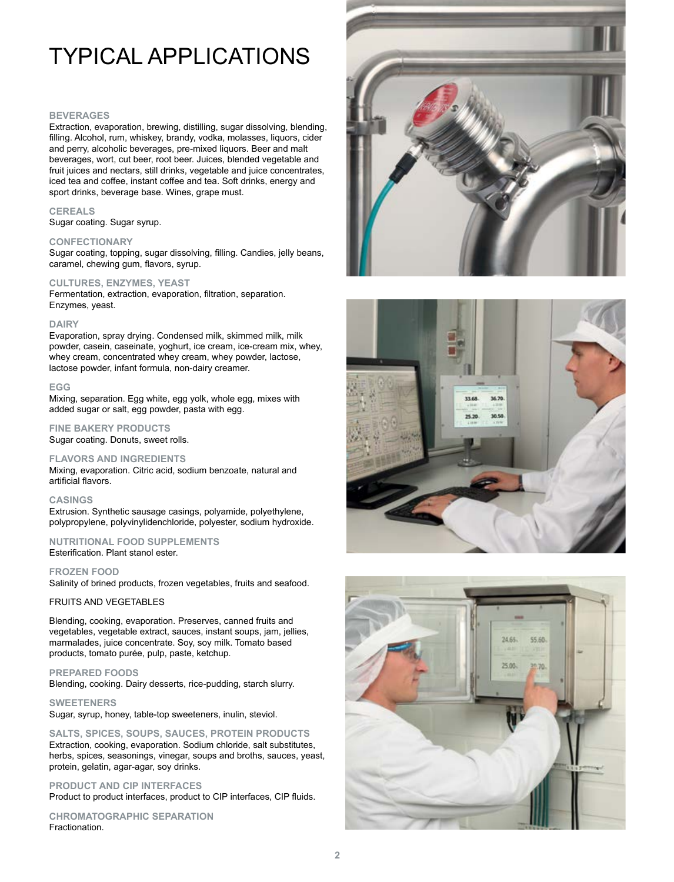# TYPICAL APPLICATIONS

### BEVERAGES

Extraction, evaporation, brewing, distilling, sugar dissolving, blending, filling. Alcohol, rum, whiskey, brandy, vodka, molasses, liquors, cider and perry, alcoholic beverages, pre-mixed liquors. Beer and malt beverages, wort, cut beer, root beer. Juices, blended vegetable and fruit juices and nectars, still drinks, vegetable and juice concentrates, iced tea and coffee, instant coffee and tea. Soft drinks, energy and sport drinks, beverage base. Wines, grape must.

### CEREALS

Sugar coating. Sugar syrup.

### CONFECTIONARY

Sugar coating, topping, sugar dissolving, filling. Candies, jelly beans, caramel, chewing gum, flavors, syrup.

### CULTURES, ENZYMES, YEAST

Fermentation, extraction, evaporation, filtration, separation. Enzymes, yeast.

### DAIRY

Evaporation, spray drying. Condensed milk, skimmed milk, milk powder, casein, caseinate, yoghurt, ice cream, ice-cream mix, whey, whey cream, concentrated whey cream, whey powder, lactose, lactose powder, infant formula, non-dairy creamer.

### EGG

Mixing, separation. Egg white, egg yolk, whole egg, mixes with added sugar or salt, egg powder, pasta with egg.

### FINE BAKERY PRODUCTS

Sugar coating. Donuts, sweet rolls.

### FLAVORS AND INGREDIENTS

Mixing, evaporation. Citric acid, sodium benzoate, natural and artificial flavors.

### CASINGS

Extrusion. Synthetic sausage casings, polyamide, polyethylene, polypropylene, polyvinylidenchloride, polyester, sodium hydroxide.

### NUTRITIONAL FOOD SUPPLEMENTS

Esterification. Plant stanol ester.

### FROZEN FOOD

Salinity of brined products, frozen vegetables, fruits and seafood.

### FRUITS AND VEGETABLES

Blending, cooking, evaporation. Preserves, canned fruits and vegetables, vegetable extract, sauces, instant soups, jam, jellies, marmalades, juice concentrate. Soy, soy milk. Tomato based products, tomato purée, pulp, paste, ketchup.

### PREPARED FOODS

Blending, cooking. Dairy desserts, rice-pudding, starch slurry.

### SWEETENERS

Sugar, syrup, honey, table-top sweeteners, inulin, steviol.

### SALTS, SPICES, SOUPS, SAUCES, PROTEIN PRODUCTS

Extraction, cooking, evaporation. Sodium chloride, salt substitutes, herbs, spices, seasonings, vinegar, soups and broths, sauces, yeast, protein, gelatin, agar-agar, soy drinks.

### PRODUCT AND CIP INTERFACES

Product to product interfaces, product to CIP interfaces, CIP fluids.

### CHROMATOGRAPHIC SEPARATION

Fractionation.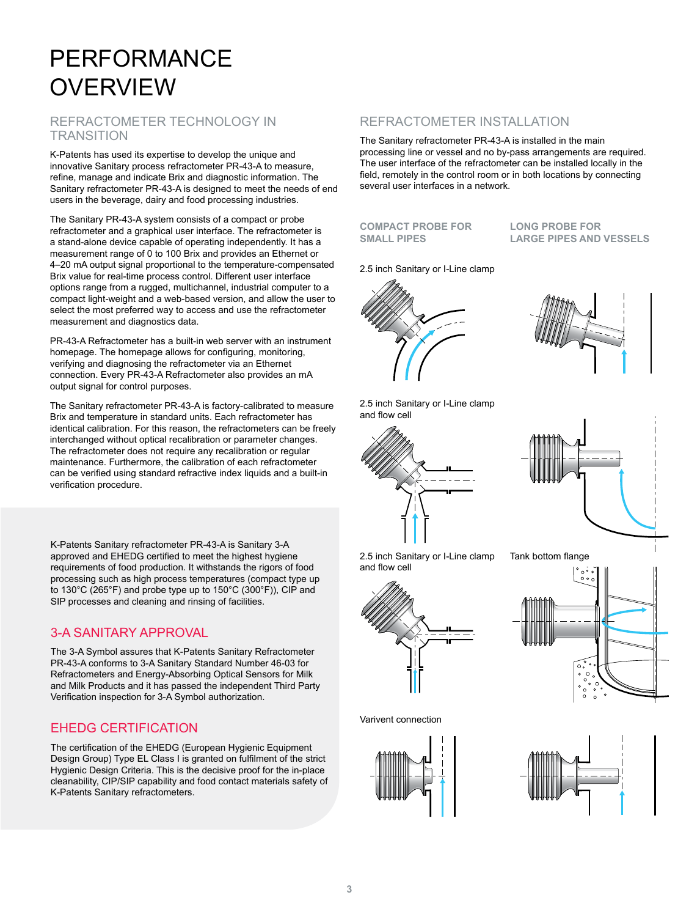# PERFORMANCE OVERVIEW

## REFRACTOMETER TECHNOLOGY IN TRANSITION

K-Patents has used its expertise to develop the unique and innovative Sanitary process refractometer PR-43-A to measure, refine, manage and indicate Brix and diagnostic information. The Sanitary refractometer PR-43-A is designed to meet the needs of end users in the beverage, dairy and food processing industries.

The Sanitary PR-43-A system consists of a compact or probe refractometer and a graphical user interface. The refractometer is a stand-alone device capable of operating independently. It has a measurement range of 0 to 100 Brix and provides an Ethernet or 4–20 mA output signal proportional to the temperature-compensated Brix value for real-time process control. Different user interface options range from a rugged, multichannel, industrial computer to a compact light-weight and a web-based version, and allow the user to select the most preferred way to access and use the refractometer measurement and diagnostics data.

PR-43-A Refractometer has a built-in web server with an instrument homepage. The homepage allows for configuring, monitoring, verifying and diagnosing the refractometer via an Ethernet connection. Every PR-43-A Refractometer also provides an mA output signal for control purposes.

The Sanitary refractometer PR-43-A is factory-calibrated to measure Brix and temperature in standard units. Each refractometer has identical calibration. For this reason, the refractometers can be freely interchanged without optical recalibration or parameter changes. The refractometer does not require any recalibration or regular maintenance. Furthermore, the calibration of each refractometer can be verified using standard refractive index liquids and a built-in verification procedure.

K-Patents Sanitary refractometer PR-43-A is Sanitary 3-A approved and EHEDG certified to meet the highest hygiene requirements of food production. It withstands the rigors of food processing such as high process temperatures (compact type up to 130°C (265°F) and probe type up to 150°C (300°F)), CIP and SIP processes and cleaning and rinsing of facilities.

## 3-A SANITARY APPROVAL

The 3-A Symbol assures that K-Patents Sanitary Refractometer PR-43-A conforms to 3-A Sanitary Standard Number 46-03 for Refractometers and Energy-Absorbing Optical Sensors for Milk and Milk Products and it has passed the independent Third Party Verification inspection for 3-A Symbol authorization.

## EHEDG CERTIFICATION

The certification of the EHEDG (European Hygienic Equipment Design Group) Type EL Class I is granted on fulfilment of the strict Hygienic Design Criteria. This is the decisive proof for the in-place cleanability, CIP/SIP capability and food contact materials safety of K-Patents Sanitary refractometers.

## REFRACTOMETER INSTALLATION

The Sanitary refractometer PR-43-A is installed in the main processing line or vessel and no by-pass arrangements are required. The user interface of the refractometer can be installed locally in the field, remotely in the control room or in both locations by connecting several user interfaces in a network.

**COMPACT PROBE FOR SMALL PIPES**

**LONG PROBE FOR LARGE PIPES AND VESSELS**

2.5 inch Sanitary or I-Line clamp

2.5 inch Sanitary or I-Line clamp and flow cell

2.5 inch Sanitary or I-Line clamp and flow cell

Tank bottom flange

Varivent connection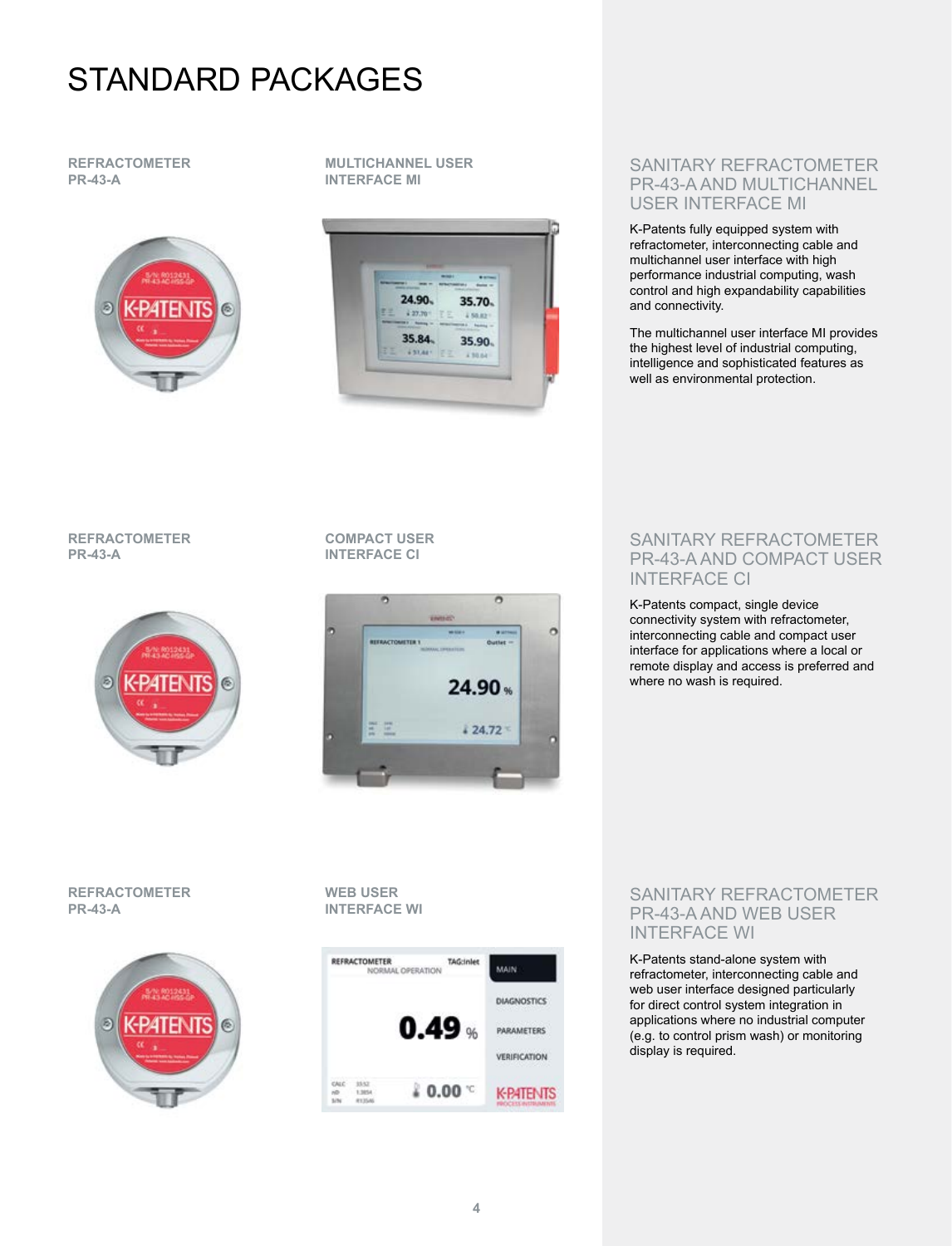# STANDARD PACKAGES

**REFRACTOMETER PR-43-A**

**MULTICHANNEL USER INTERFACE MI**

## SANITARY REFRACTOMETER PR-43-A AND MULTICHANNEL USER INTERFACE MI

K-Patents fully equipped system with refractometer, interconnecting cable and multichannel user interface with high performance industrial computing, wash control and high expandability capabilities and connectivity.

The multichannel user interface MI provides the highest level of industrial computing, intelligence and sophisticated features as well as environmental protection.

**REFRACTOMETER PR-43-A**

**COMPACT USER INTERFACE CI**

## SANITARY REFRACTOMETER PR-43-A AND COMPACT USER INTERFACE CI

K-Patents compact, single device connectivity system with refractometer, interconnecting cable and compact user interface for applications where a local or remote display and access is preferred and where no wash is required.

**REFRACTOMETER PR-43-A**

**WEB USER INTERFACE WI**

## SANITARY REFRACTOMETER PR-43-A AND WEB USER INTERFACE WI

K-Patents stand-alone system with refractometer, interconnecting cable and web user interface designed particularly for direct control system integration in applications where no industrial computer (e.g. to control prism wash) or monitoring display is required.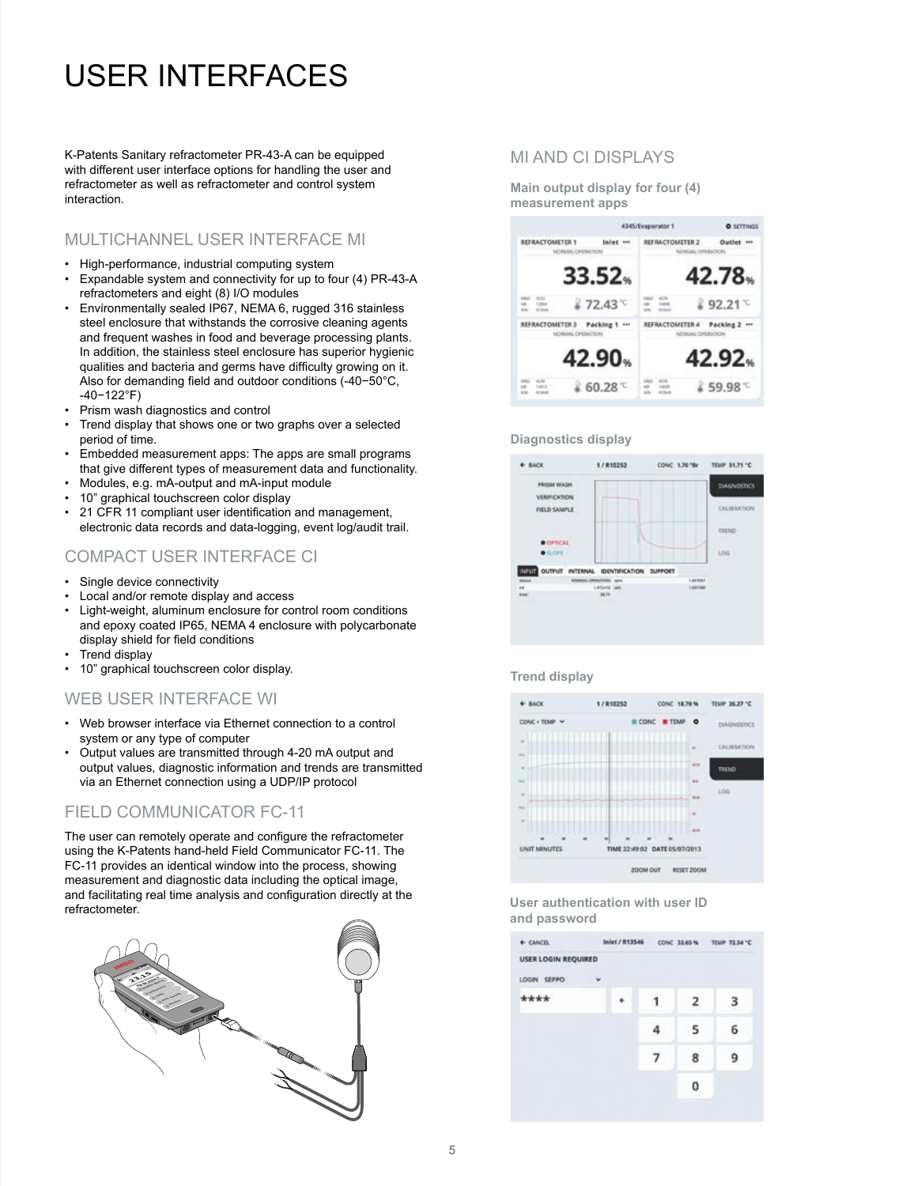# USER INTERFACES

K-Patents Sanitary refractometer PR-43-A can be equipped with different user interface options for handling the user and refractometer as well as refractometer and control system interaction.

## MULTICHANNEL USER INTERFACE MI

- High-performance, industrial computing system
- Expandable system and connectivity for up to four (4) PR-43-A refractometers and eight (8) I/O modules
- Environmentally sealed IP67, NEMA 6, rugged 316 stainless steel enclosure that withstands the corrosive cleaning agents and frequent washes in food and beverage processing plants. In addition, the stainless steel enclosure has superior hygienic qualities and bacteria and germs have difficulty growing on it. Also for demanding field and outdoor conditions (-40−50°C, -40−122°F)
- Prism wash diagnostics and control
- Trend display that shows one or two graphs over a selected period of time.
- Embedded measurement apps: The apps are small programs that give different types of measurement data and functionality.
- Modules, e.g. mA-output and mA-input module
- 10” graphical touchscreen color display
- 21 CFR 11 compliant user identification and management, electronic data records and data-logging, event log/audit trail.

## COMPACT USER INTERFACE CI

- Single device connectivity
- Local and/or remote display and access
- Light-weight, aluminum enclosure for control room conditions and epoxy coated IP65, NEMA 4 enclosure with polycarbonate display shield for field conditions
- Trend display
- 10” graphical touchscreen color display.

## WEB USER INTERFACE WI

- Web browser interface via Ethernet connection to a control system or any type of computer
- Output values are transmitted through 4-20 mA output and output values, diagnostic information and trends are transmitted via an Ethernet connection using a UDP/IP protocol

## FIELD COMMUNICATOR FC-11

The user can remotely operate and configure the refractometer using the K-Patents hand-held Field Communicator FC-11. The FC-11 provides an identical window into the process, showing measurement and diagnostic data including the optical image, and facilitating real time analysis and configuration directly at the refractometer.

## MI AND CI DISPLAYS

**Main output display for four (4) measurement apps**

**Diagnostics display**

**Trend display**

**User authentication with user ID and password**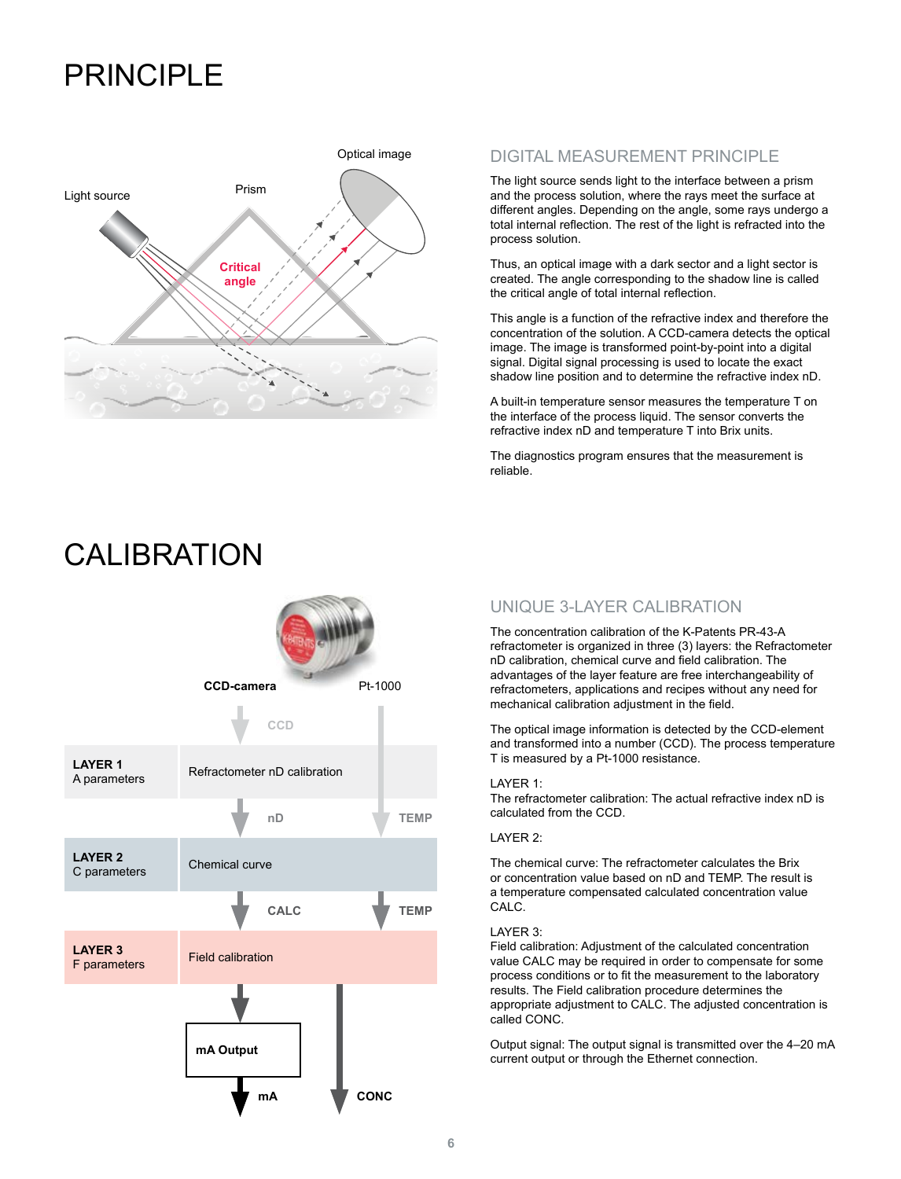# PRINCIPLE

## DIGITAL MEASUREMENT PRINCIPLE

The light source sends light to the interface between a prism and the process solution, where the rays meet the surface at different angles. Depending on the angle, some rays undergo a total internal reflection. The rest of the light is refracted into the process solution.

Thus, an optical image with a dark sector and a light sector is created. The angle corresponding to the shadow line is called the critical angle of total internal reflection.

This angle is a function of the refractive index and therefore the concentration of the solution. A CCD-camera detects the optical image. The image is transformed point-by-point into a digital signal. Digital signal processing is used to locate the exact shadow line position and to determine the refractive index nD.

A built-in temperature sensor measures the temperature T on the interface of the process liquid. The sensor converts the refractive index nD and temperature T into Brix units.

The diagnostics program ensures that the measurement is reliable.

# CALIBRATION

## UNIQUE 3-LAYER CALIBRATION

The concentration calibration of the K-Patents PR-43-A refractometer is organized in three (3) layers: the Refractometer nD calibration, chemical curve and field calibration. The advantages of the layer feature are free interchangeability of refractometers, applications and recipes without any need for mechanical calibration adjustment in the field.

The optical image information is detected by the CCD-element and transformed into a number (CCD). The process temperature T is measured by a Pt-1000 resistance.

LAYER 1:
The refractometer calibration: The actual refractive index nD is calculated from the CCD.

LAYER 2:

The chemical curve: The refractometer calculates the Brix or concentration value based on nD and TEMP. The result is a temperature compensated calculated concentration value CALC.

LAYER 3:
Field calibration: Adjustment of the calculated concentration value CALC may be required in order to compensate for some process conditions or to fit the measurement to the laboratory results. The Field calibration procedure determines the appropriate adjustment to CALC. The adjusted concentration is called CONC.

Output signal: The output signal is transmitted over the 4–20 mA current output or through the Ethernet connection.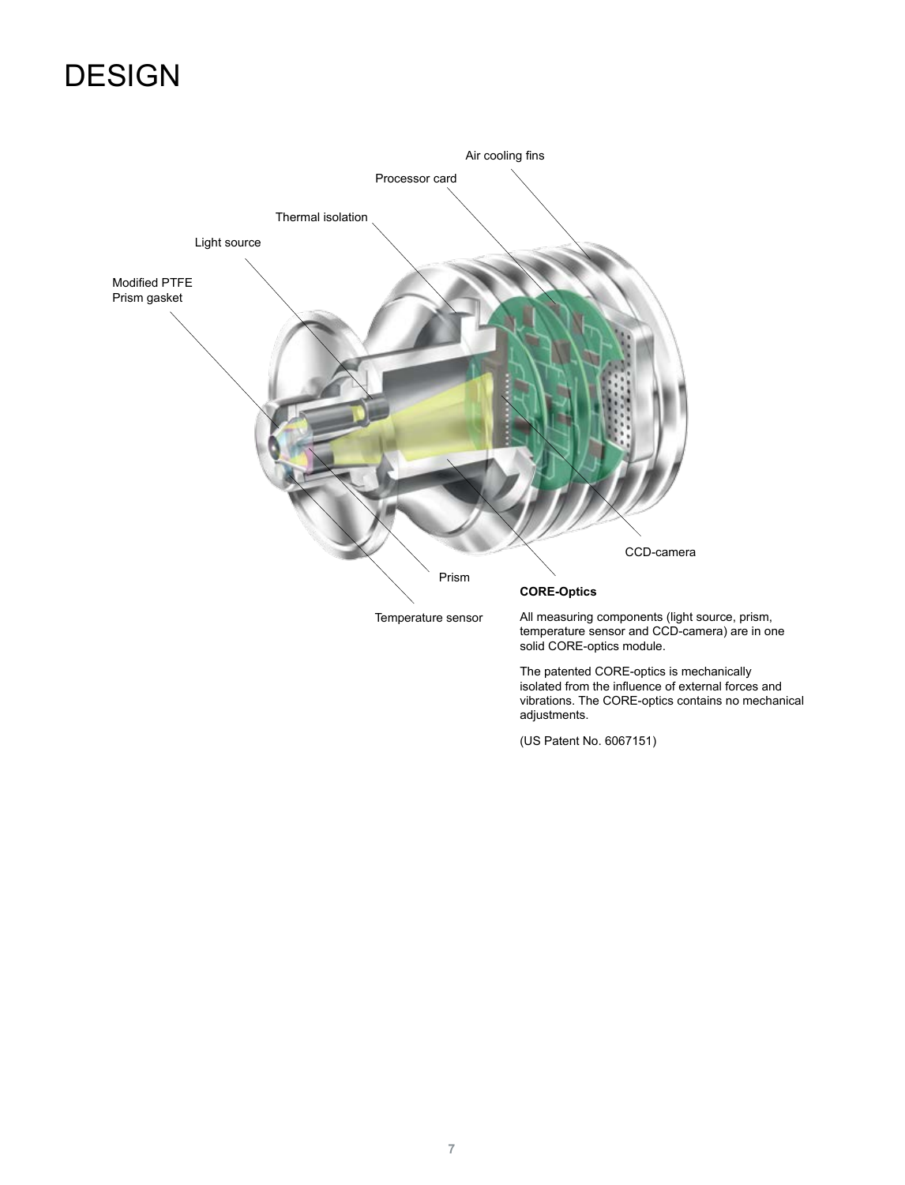# DESIGN

Air cooling fins

Processor card

Thermal isolation

Light source

Modified PTFE
Prism gasket

CCD-camera

Prism

Temperature sensor

**CORE-Optics**

All measuring components (light source, prism, temperature sensor and CCD-camera) are in one solid CORE-optics module.

The patented CORE-optics is mechanically isolated from the influence of external forces and vibrations. The CORE-optics contains no mechanical adjustments.

(US Patent No. 6067151)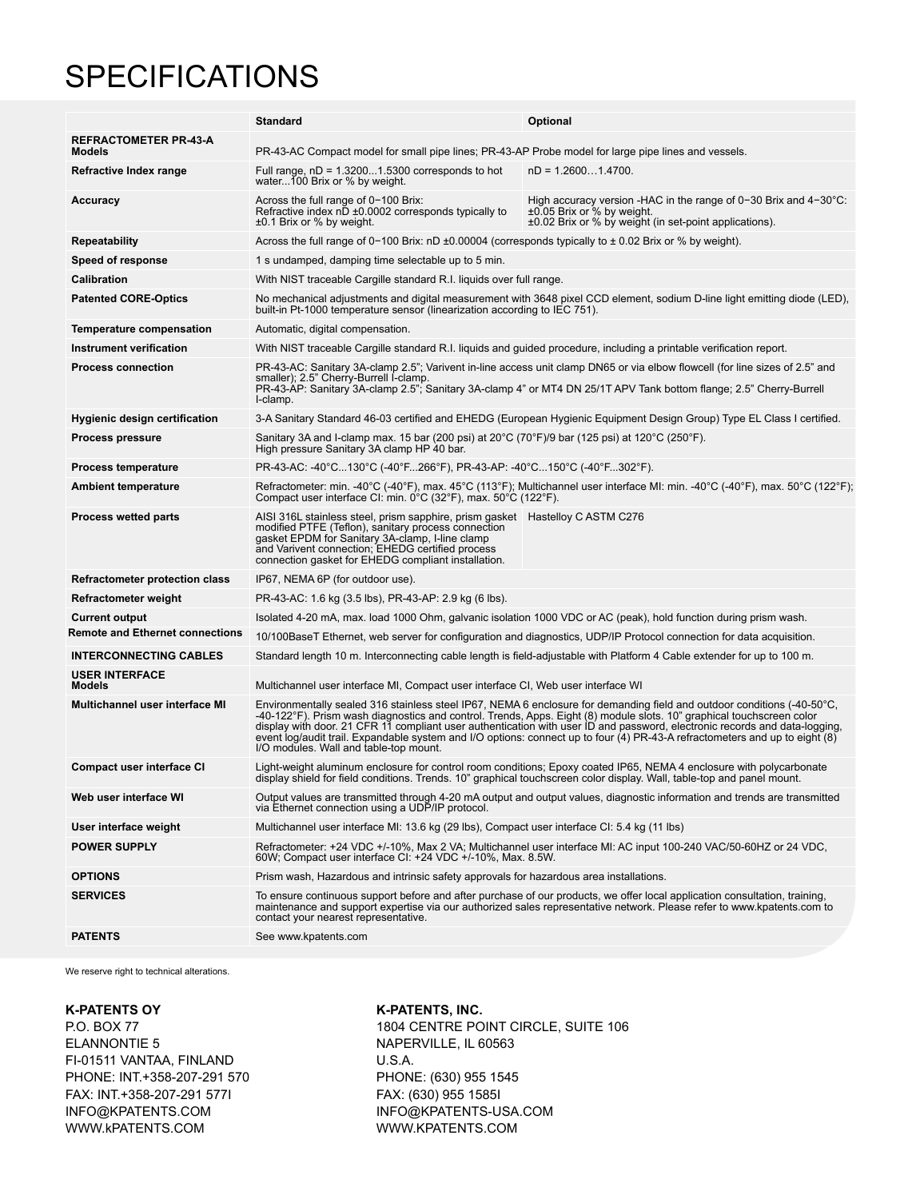# SPECIFICATIONS

| | Standard | Optional |
|---|---|---|
| **REFRACTOMETER PR-43-A Models** | PR-43-AC Compact model for small pipe lines; PR-43-AP Probe model for large pipe lines and vessels. | |
| **Refractive Index range** | Full range, nD = 1.3200...1.5300 corresponds to hot water...100 Brix or % by weight. | nD = 1.2600…1.4700. |
| **Accuracy** | Across the full range of 0−100 Brix: Refractive index nD ±0.0002 corresponds typically to ±0.1 Brix or % by weight. | High accuracy version -HAC in the range of 0−30 Brix and 4−30°C: ±0.05 Brix or % by weight. ±0.02 Brix or % by weight (in set-point applications). |
| **Repeatability** | Across the full range of 0−100 Brix: nD ±0.00004 (corresponds typically to ± 0.02 Brix or % by weight). | |
| **Speed of response** | 1 s undamped, damping time selectable up to 5 min. | |
| **Calibration** | With NIST traceable Cargille standard R.I. liquids over full range. | |
| **Patented CORE-Optics** | No mechanical adjustments and digital measurement with 3648 pixel CCD element, sodium D-line light emitting diode (LED), built-in Pt-1000 temperature sensor (linearization according to IEC 751). | |
| **Temperature compensation** | Automatic, digital compensation. | |
| **Instrument verification** | With NIST traceable Cargille standard R.I. liquids and guided procedure, including a printable verification report. | |
| **Process connection** | PR-43-AC: Sanitary 3A-clamp 2.5"; Varivent in-line access unit clamp DN65 or via elbow flowcell (for line sizes of 2.5" and smaller); 2.5" Cherry-Burrell I-clamp. PR-43-AP: Sanitary 3A-clamp 2.5"; Sanitary 3A-clamp 4" or MT4 DN 25/1T APV Tank bottom flange; 2.5" Cherry-Burrell I-clamp. | |
| **Hygienic design certification** | 3-A Sanitary Standard 46-03 certified and EHEDG (European Hygienic Equipment Design Group) Type EL Class I certified. | |
| **Process pressure** | Sanitary 3A and I-clamp max. 15 bar (200 psi) at 20°C (70°F)/9 bar (125 psi) at 120°C (250°F). High pressure Sanitary 3A clamp HP 40 bar. | |
| **Process temperature** | PR-43-AC: -40°C...130°C (-40°F...266°F), PR-43-AP: -40°C...150°C (-40°F...302°F). | |
| **Ambient temperature** | Refractometer: min. -40°C (-40°F), max. 45°C (113°F); Multichannel user interface MI: min. -40°C (-40°F), max. 50°C (122°F); Compact user interface CI: min. 0°C (32°F), max. 50°C (122°F). | |
| **Process wetted parts** | AISI 316L stainless steel, prism sapphire, prism gasket modified PTFE (Teflon), sanitary process connection gasket EPDM for Sanitary 3A-clamp, I-line clamp and Varivent connection; EHEDG certified process connection gasket for EHEDG compliant installation. | Hastelloy C ASTM C276 |
| **Refractometer protection class** | IP67, NEMA 6P (for outdoor use). | |
| **Refractometer weight** | PR-43-AC: 1.6 kg (3.5 lbs), PR-43-AP: 2.9 kg (6 lbs). | |
| **Current output** | Isolated 4-20 mA, max. load 1000 Ohm, galvanic isolation 1000 VDC or AC (peak), hold function during prism wash. | |
| **Remote and Ethernet connections** | 10/100BaseT Ethernet, web server for configuration and diagnostics, UDP/IP Protocol connection for data acquisition. | |
| **INTERCONNECTING CABLES** | Standard length 10 m. Interconnecting cable length is field-adjustable with Platform 4 Cable extender for up to 100 m. | |
| **USER INTERFACE Models** | Multichannel user interface MI, Compact user interface CI, Web user interface WI | |
| **Multichannel user interface MI** | Environmentally sealed 316 stainless steel IP67, NEMA 6 enclosure for demanding field and outdoor conditions (-40-50°C, -40-122°F). Prism wash diagnostics and control. Trends, Apps. Eight (8) module slots. 10" graphical touchscreen color display with door. 21 CFR 11 compliant user authentication with user ID and password, electronic records and data-logging, event log/audit trail. Expandable system and I/O options: connect up to four (4) PR-43-A refractometers and up to eight (8) I/O modules. Wall and table-top mount. | |
| **Compact user interface CI** | Light-weight aluminum enclosure for control room conditions; Epoxy coated IP65, NEMA 4 enclosure with polycarbonate display shield for field conditions. Trends. 10" graphical touchscreen color display. Wall, table-top and panel mount. | |
| **Web user interface WI** | Output values are transmitted through 4-20 mA output and output values, diagnostic information and trends are transmitted via Ethernet connection using a UDP/IP protocol. | |
| **User interface weight** | Multichannel user interface MI: 13.6 kg (29 lbs), Compact user interface CI: 5.4 kg (11 lbs) | |
| **POWER SUPPLY** | Refractometer: +24 VDC +/-10%, Max 2 VA; Multichannel user interface MI: AC input 100-240 VAC/50-60HZ or 24 VDC, 60W; Compact user interface CI: +24 VDC +/-10%, Max. 8.5W. | |
| **OPTIONS** | Prism wash, Hazardous and intrinsic safety approvals for hazardous area installations. | |
| **SERVICES** | To ensure continuous support before and after purchase of our products, we offer local application consultation, training, maintenance and support expertise via our authorized sales representative network. Please refer to www.kpatents.com to contact your nearest representative. | |
| **PATENTS** | See www.kpatents.com | |

We reserve right to technical alterations.

**K-PATENTS OY**
P.O. BOX 77
ELANNONTIE 5
FI-01511 VANTAA, FINLAND
PHONE: INT.+358-207-291 570
FAX: INT.+358-207-291 577I
INFO@KPATENTS.COM
WWW.kPATENTS.COM

**K-PATENTS, INC.**
1804 CENTRE POINT CIRCLE, SUITE 106
NAPERVILLE, IL 60563
U.S.A.
PHONE: (630) 955 1545
FAX: (630) 955 1585I
INFO@KPATENTS-USA.COM
WWW.KPATENTS.COM